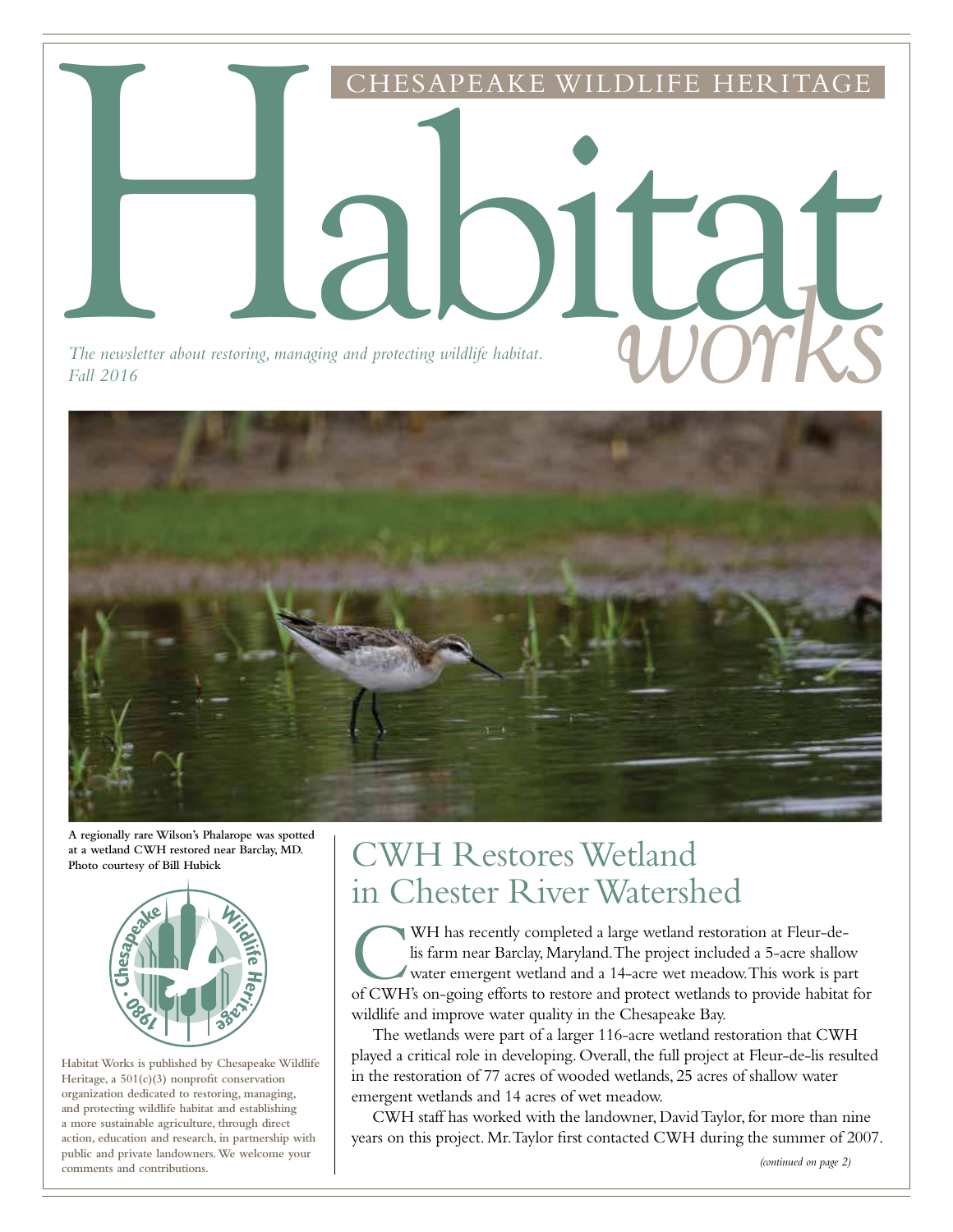CHESAPEAKE WILDLIFE HERITAGE

# Habitat *works*

*The newsletter about restoring, managing and protecting wildlife habitat.*
*Fall 2016*

**A regionally rare Wilson's Phalarope was spotted at a wetland CWH restored near Barclay, MD. Photo courtesy of Bill Hubick**

**Habitat Works is published by Chesapeake Wildlife Heritage, a 501(c)(3) nonprofit conservation organization dedicated to restoring, managing, and protecting wildlife habitat and establishing a more sustainable agriculture, through direct action, education and research, in partnership with public and private landowners. We welcome your comments and contributions.**

## CWH Restores Wetland in Chester River Watershed

CWH has recently completed a large wetland restoration at Fleur-de-lis farm near Barclay, Maryland. The project included a 5-acre shallow water emergent wetland and a 14-acre wet meadow. This work is part of CWH's on-going efforts to restore and protect wetlands to provide habitat for wildlife and improve water quality in the Chesapeake Bay.

The wetlands were part of a larger 116-acre wetland restoration that CWH played a critical role in developing. Overall, the full project at Fleur-de-lis resulted in the restoration of 77 acres of wooded wetlands, 25 acres of shallow water emergent wetlands and 14 acres of wet meadow.

CWH staff has worked with the landowner, David Taylor, for more than nine years on this project. Mr. Taylor first contacted CWH during the summer of 2007.

*(continued on page 2)*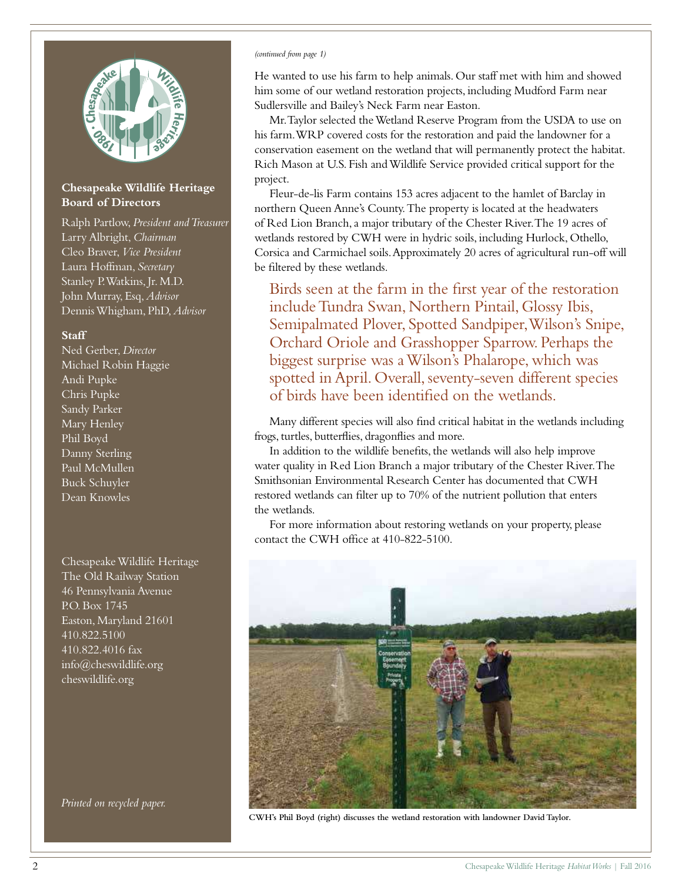*(continued from page 1)*

He wanted to use his farm to help animals. Our staff met with him and showed him some of our wetland restoration projects, including Mudford Farm near Sudlersville and Bailey's Neck Farm near Easton.

Mr. Taylor selected the Wetland Reserve Program from the USDA to use on his farm. WRP covered costs for the restoration and paid the landowner for a conservation easement on the wetland that will permanently protect the habitat. Rich Mason at U.S. Fish and Wildlife Service provided critical support for the project.

Fleur-de-lis Farm contains 153 acres adjacent to the hamlet of Barclay in northern Queen Anne's County. The property is located at the headwaters of Red Lion Branch, a major tributary of the Chester River. The 19 acres of wetlands restored by CWH were in hydric soils, including Hurlock, Othello, Corsica and Carmichael soils. Approximately 20 acres of agricultural run-off will be filtered by these wetlands.

> Birds seen at the farm in the first year of the restoration include Tundra Swan, Northern Pintail, Glossy Ibis, Semipalmated Plover, Spotted Sandpiper, Wilson's Snipe, Orchard Oriole and Grasshopper Sparrow. Perhaps the biggest surprise was a Wilson's Phalarope, which was spotted in April. Overall, seventy-seven different species of birds have been identified on the wetlands.

Many different species will also find critical habitat in the wetlands including frogs, turtles, butterflies, dragonflies and more.

In addition to the wildlife benefits, the wetlands will also help improve water quality in Red Lion Branch a major tributary of the Chester River. The Smithsonian Environmental Research Center has documented that CWH restored wetlands can filter up to 70% of the nutrient pollution that enters the wetlands.

For more information about restoring wetlands on your property, please contact the CWH office at 410-822-5100.

**CWH's Phil Boyd (right) discusses the wetland restoration with landowner David Taylor.**

### Chesapeake Wildlife Heritage Board of Directors

Ralph Partlow, *President and Treasurer*
Larry Albright, *Chairman*
Cleo Braver, *Vice President*
Laura Hoffman, *Secretary*
Stanley P. Watkins, Jr. M.D.
John Murray, Esq, *Advisor*
Dennis Whigham, PhD, *Advisor*

### Staff

Ned Gerber, *Director*
Michael Robin Haggie
Andi Pupke
Chris Pupke
Sandy Parker
Mary Henley
Phil Boyd
Danny Sterling
Paul McMullen
Buck Schuyler
Dean Knowles

Chesapeake Wildlife Heritage
The Old Railway Station
46 Pennsylvania Avenue
P.O. Box 1745
Easton, Maryland 21601
410.822.5100
410.822.4016 fax
info@cheswildlife.org
cheswildlife.org

*Printed on recycled paper.*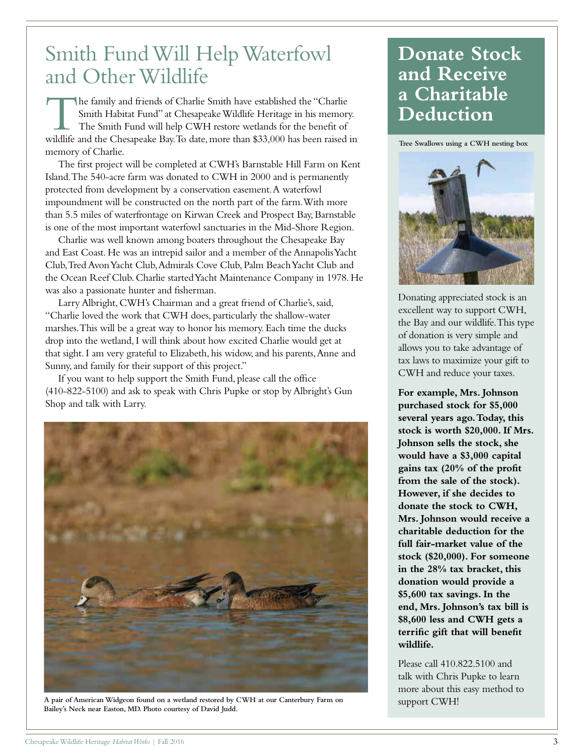# Smith Fund Will Help Waterfowl and Other Wildlife

The family and friends of Charlie Smith have established the "Charlie Smith Habitat Fund" at Chesapeake Wildlife Heritage in his memory. The Smith Fund will help CWH restore wetlands for the benefit of wildlife and the Chesapeake Bay. To date, more than $33,000 has been raised in memory of Charlie.

The first project will be completed at CWH's Barnstable Hill Farm on Kent Island. The 540-acre farm was donated to CWH in 2000 and is permanently protected from development by a conservation easement. A waterfowl impoundment will be constructed on the north part of the farm. With more than 5.5 miles of waterfrontage on Kirwan Creek and Prospect Bay, Barnstable is one of the most important waterfowl sanctuaries in the Mid-Shore Region.

Charlie was well known among boaters throughout the Chesapeake Bay and East Coast. He was an intrepid sailor and a member of the Annapolis Yacht Club, Tred Avon Yacht Club, Admirals Cove Club, Palm Beach Yacht Club and the Ocean Reef Club. Charlie started Yacht Maintenance Company in 1978. He was also a passionate hunter and fisherman.

Larry Albright, CWH's Chairman and a great friend of Charlie's, said, "Charlie loved the work that CWH does, particularly the shallow-water marshes. This will be a great way to honor his memory. Each time the ducks drop into the wetland, I will think about how excited Charlie would get at that sight. I am very grateful to Elizabeth, his widow, and his parents, Anne and Sunny, and family for their support of this project."

If you want to help support the Smith Fund, please call the office (410-822-5100) and ask to speak with Chris Pupke or stop by Albright's Gun Shop and talk with Larry.

**A pair of American Widgeon found on a wetland restored by CWH at our Canterbury Farm on Bailey's Neck near Easton, MD. Photo courtesy of David Judd.**

## Donate Stock and Receive a Charitable Deduction

**Tree Swallows using a CWH nesting box**

Donating appreciated stock is an excellent way to support CWH, the Bay and our wildlife. This type of donation is very simple and allows you to take advantage of tax laws to maximize your gift to CWH and reduce your taxes.

**For example, Mrs. Johnson purchased stock for $5,000 several years ago. Today, this stock is worth $20,000. If Mrs. Johnson sells the stock, she would have a $3,000 capital gains tax (20% of the profit from the sale of the stock). However, if she decides to donate the stock to CWH, Mrs. Johnson would receive a charitable deduction for the full fair-market value of the stock ($20,000). For someone in the 28% tax bracket, this donation would provide a $5,600 tax savings. In the end, Mrs. Johnson's tax bill is $8,600 less and CWH gets a terrific gift that will benefit wildlife.**

Please call 410.822.5100 and talk with Chris Pupke to learn more about this easy method to support CWH!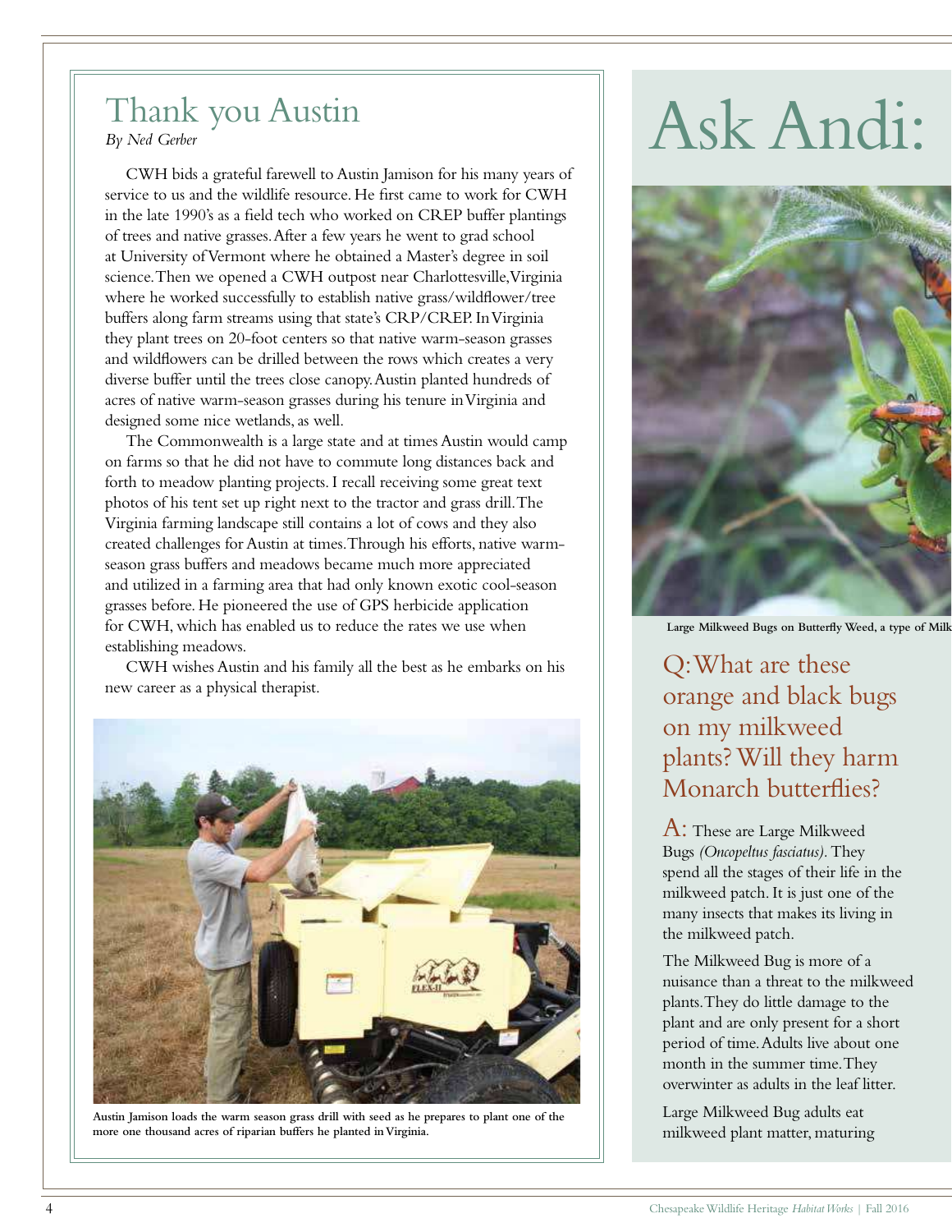# Thank you Austin

*By Ned Gerber*

CWH bids a grateful farewell to Austin Jamison for his many years of service to us and the wildlife resource. He first came to work for CWH in the late 1990's as a field tech who worked on CREP buffer plantings of trees and native grasses. After a few years he went to grad school at University of Vermont where he obtained a Master's degree in soil science. Then we opened a CWH outpost near Charlottesville, Virginia where he worked successfully to establish native grass/wildflower/tree buffers along farm streams using that state's CRP/CREP. In Virginia they plant trees on 20-foot centers so that native warm-season grasses and wildflowers can be drilled between the rows which creates a very diverse buffer until the trees close canopy. Austin planted hundreds of acres of native warm-season grasses during his tenure in Virginia and designed some nice wetlands, as well.

The Commonwealth is a large state and at times Austin would camp on farms so that he did not have to commute long distances back and forth to meadow planting projects. I recall receiving some great text photos of his tent set up right next to the tractor and grass drill. The Virginia farming landscape still contains a lot of cows and they also created challenges for Austin at times. Through his efforts, native warm-season grass buffers and meadows became much more appreciated and utilized in a farming area that had only known exotic cool-season grasses before. He pioneered the use of GPS herbicide application for CWH, which has enabled us to reduce the rates we use when establishing meadows.

CWH wishes Austin and his family all the best as he embarks on his new career as a physical therapist.

**Austin Jamison loads the warm season grass drill with seed as he prepares to plant one of the more one thousand acres of riparian buffers he planted in Virginia.**

# Ask Andi:

**Large Milkweed Bugs on Butterfly Weed, a type of Milk**

## Q: What are these orange and black bugs on my milkweed plants? Will they harm Monarch butterflies?

A: These are Large Milkweed Bugs *(Oncopeltus fasciatus)*. They spend all the stages of their life in the milkweed patch. It is just one of the many insects that makes its living in the milkweed patch.

The Milkweed Bug is more of a nuisance than a threat to the milkweed plants. They do little damage to the plant and are only present for a short period of time. Adults live about one month in the summer time. They overwinter as adults in the leaf litter.

Large Milkweed Bug adults eat milkweed plant matter, maturing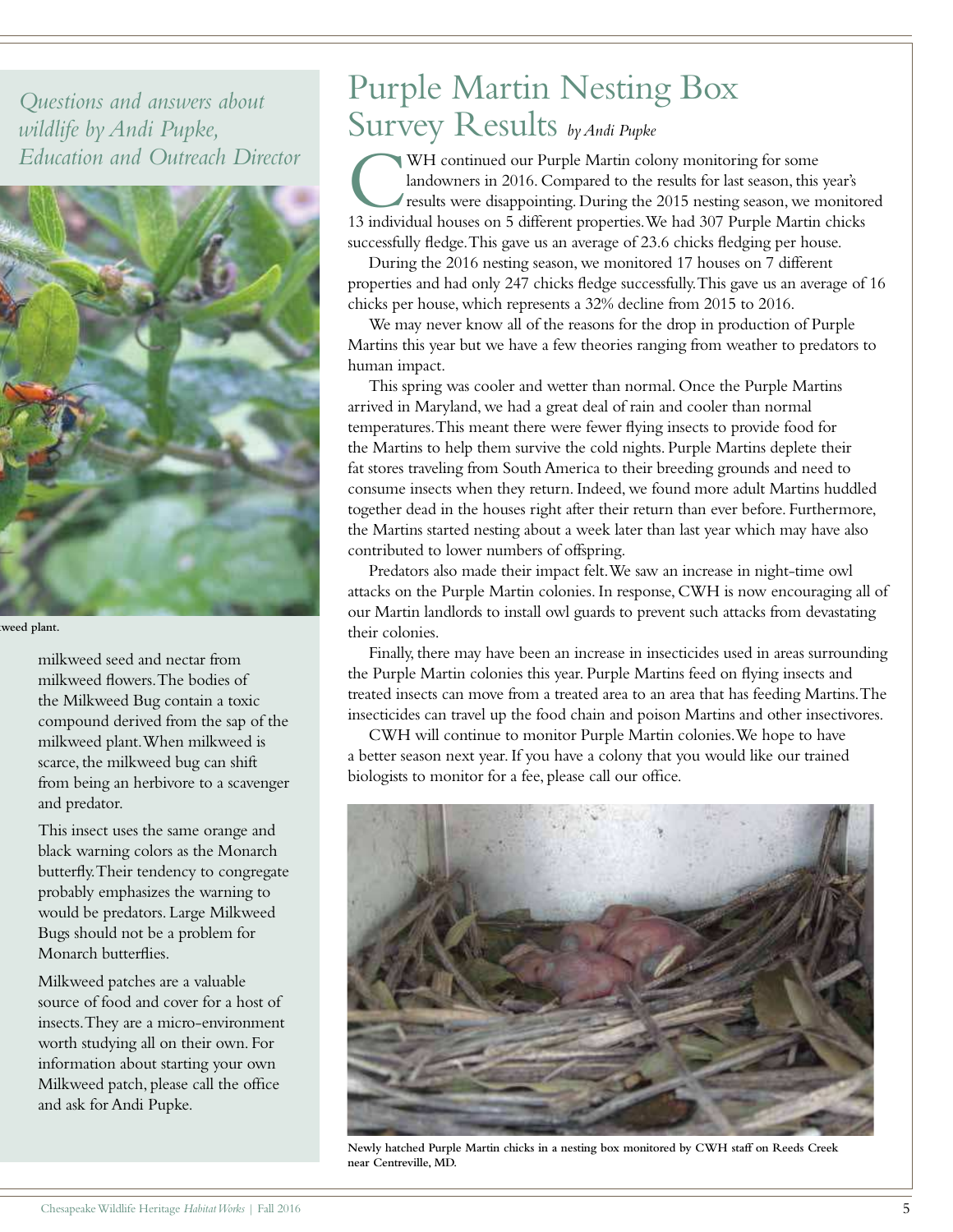*Questions and answers about wildlife by Andi Pupke, Education and Outreach Director*

weed plant.

milkweed seed and nectar from milkweed flowers. The bodies of the Milkweed Bug contain a toxic compound derived from the sap of the milkweed plant. When milkweed is scarce, the milkweed bug can shift from being an herbivore to a scavenger and predator.

This insect uses the same orange and black warning colors as the Monarch butterfly. Their tendency to congregate probably emphasizes the warning to would be predators. Large Milkweed Bugs should not be a problem for Monarch butterflies.

Milkweed patches are a valuable source of food and cover for a host of insects. They are a micro-environment worth studying all on their own. For information about starting your own Milkweed patch, please call the office and ask for Andi Pupke.

# Purple Martin Nesting Box Survey Results *by Andi Pupke*

CWH continued our Purple Martin colony monitoring for some landowners in 2016. Compared to the results for last season, this year's results were disappointing. During the 2015 nesting season, we monitored 13 individual houses on 5 different properties. We had 307 Purple Martin chicks successfully fledge. This gave us an average of 23.6 chicks fledging per house.

During the 2016 nesting season, we monitored 17 houses on 7 different properties and had only 247 chicks fledge successfully. This gave us an average of 16 chicks per house, which represents a 32% decline from 2015 to 2016.

We may never know all of the reasons for the drop in production of Purple Martins this year but we have a few theories ranging from weather to predators to human impact.

This spring was cooler and wetter than normal. Once the Purple Martins arrived in Maryland, we had a great deal of rain and cooler than normal temperatures. This meant there were fewer flying insects to provide food for the Martins to help them survive the cold nights. Purple Martins deplete their fat stores traveling from South America to their breeding grounds and need to consume insects when they return. Indeed, we found more adult Martins huddled together dead in the houses right after their return than ever before. Furthermore, the Martins started nesting about a week later than last year which may have also contributed to lower numbers of offspring.

Predators also made their impact felt. We saw an increase in night-time owl attacks on the Purple Martin colonies. In response, CWH is now encouraging all of our Martin landlords to install owl guards to prevent such attacks from devastating their colonies.

Finally, there may have been an increase in insecticides used in areas surrounding the Purple Martin colonies this year. Purple Martins feed on flying insects and treated insects can move from a treated area to an area that has feeding Martins. The insecticides can travel up the food chain and poison Martins and other insectivores.

CWH will continue to monitor Purple Martin colonies. We hope to have a better season next year. If you have a colony that you would like our trained biologists to monitor for a fee, please call our office.

**Newly hatched Purple Martin chicks in a nesting box monitored by CWH staff on Reeds Creek near Centreville, MD.**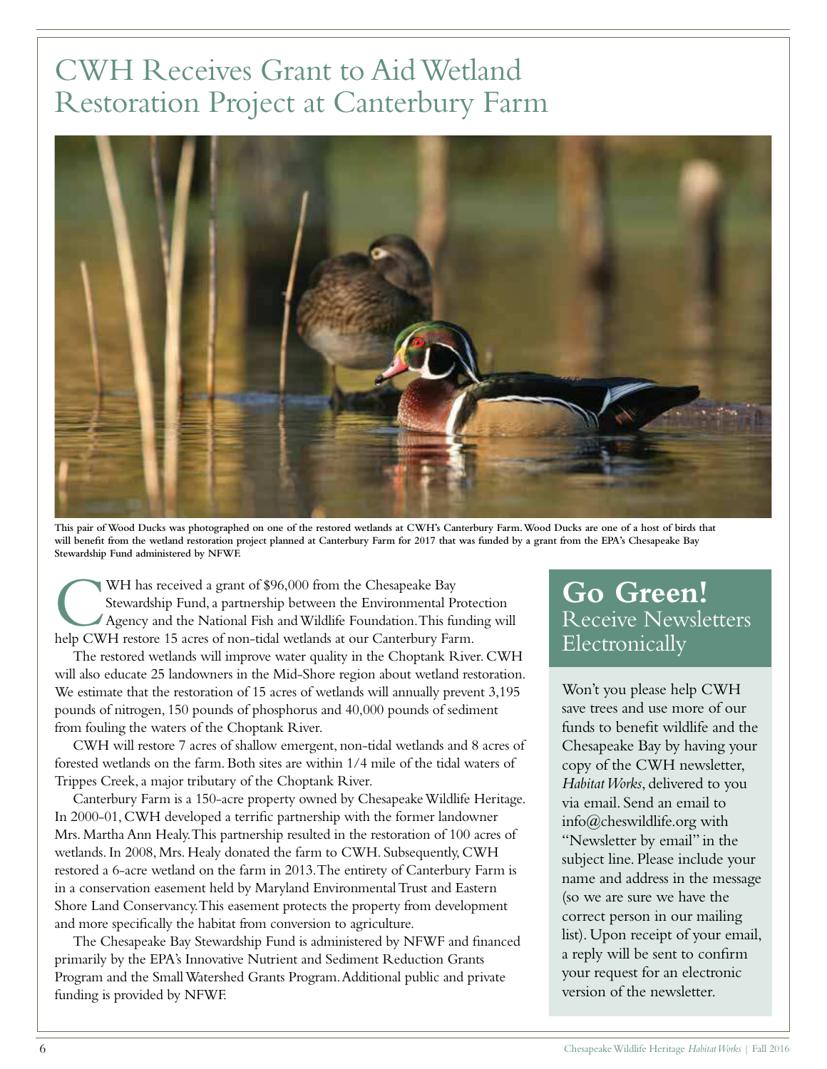# CWH Receives Grant to Aid Wetland Restoration Project at Canterbury Farm

**This pair of Wood Ducks was photographed on one of the restored wetlands at CWH's Canterbury Farm. Wood Ducks are one of a host of birds that will benefit from the wetland restoration project planned at Canterbury Farm for 2017 that was funded by a grant from the EPA's Chesapeake Bay Stewardship Fund administered by NFWF.**

CWH has received a grant of $96,000 from the Chesapeake Bay Stewardship Fund, a partnership between the Environmental Protection Agency and the National Fish and Wildlife Foundation. This funding will help CWH restore 15 acres of non-tidal wetlands at our Canterbury Farm.

The restored wetlands will improve water quality in the Choptank River. CWH will also educate 25 landowners in the Mid-Shore region about wetland restoration. We estimate that the restoration of 15 acres of wetlands will annually prevent 3,195 pounds of nitrogen, 150 pounds of phosphorus and 40,000 pounds of sediment from fouling the waters of the Choptank River.

CWH will restore 7 acres of shallow emergent, non-tidal wetlands and 8 acres of forested wetlands on the farm. Both sites are within 1/4 mile of the tidal waters of Trippes Creek, a major tributary of the Choptank River.

Canterbury Farm is a 150-acre property owned by Chesapeake Wildlife Heritage. In 2000-01, CWH developed a terrific partnership with the former landowner Mrs. Martha Ann Healy. This partnership resulted in the restoration of 100 acres of wetlands. In 2008, Mrs. Healy donated the farm to CWH. Subsequently, CWH restored a 6-acre wetland on the farm in 2013. The entirety of Canterbury Farm is in a conservation easement held by Maryland Environmental Trust and Eastern Shore Land Conservancy. This easement protects the property from development and more specifically the habitat from conversion to agriculture.

The Chesapeake Bay Stewardship Fund is administered by NFWF and financed primarily by the EPA's Innovative Nutrient and Sediment Reduction Grants Program and the Small Watershed Grants Program. Additional public and private funding is provided by NFWF.

## **Go Green!** Receive Newsletters Electronically

Won't you please help CWH save trees and use more of our funds to benefit wildlife and the Chesapeake Bay by having your copy of the CWH newsletter, *Habitat Works*, delivered to you via email. Send an email to info@cheswildlife.org with "Newsletter by email" in the subject line. Please include your name and address in the message (so we are sure we have the correct person in our mailing list). Upon receipt of your email, a reply will be sent to confirm your request for an electronic version of the newsletter.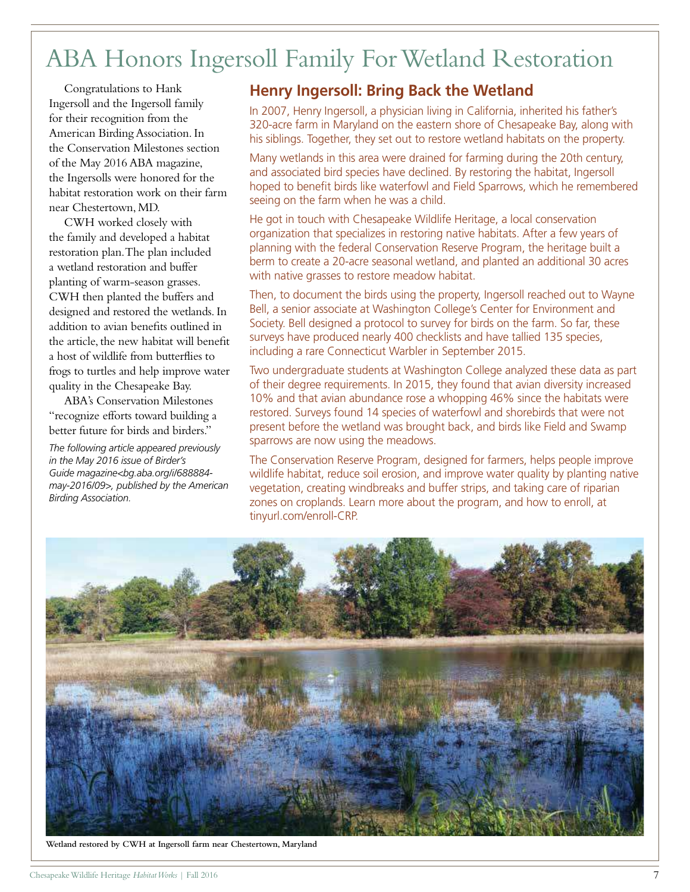# ABA Honors Ingersoll Family For Wetland Restoration

Congratulations to Hank Ingersoll and the Ingersoll family for their recognition from the American Birding Association. In the Conservation Milestones section of the May 2016 ABA magazine, the Ingersolls were honored for the habitat restoration work on their farm near Chestertown, MD.

CWH worked closely with the family and developed a habitat restoration plan. The plan included a wetland restoration and buffer planting of warm-season grasses. CWH then planted the buffers and designed and restored the wetlands. In addition to avian benefits outlined in the article, the new habitat will benefit a host of wildlife from butterflies to turtles to frogs to turtles and help improve water quality in the Chesapeake Bay.

ABA's Conservation Milestones "recognize efforts toward building a better future for birds and birders."

*The following article appeared previously in the May 2016 issue of Birder's Guide magazine<bg.aba.org/i/688884-may-2016/09>, published by the American Birding Association.*

## Henry Ingersoll: Bring Back the Wetland

In 2007, Henry Ingersoll, a physician living in California, inherited his father's 320-acre farm in Maryland on the eastern shore of Chesapeake Bay, along with his siblings. Together, they set out to restore wetland habitats on the property.

Many wetlands in this area were drained for farming during the 20th century, and associated bird species have declined. By restoring the habitat, Ingersoll hoped to benefit birds like waterfowl and Field Sparrows, which he remembered seeing on the farm when he was a child.

He got in touch with Chesapeake Wildlife Heritage, a local conservation organization that specializes in restoring native habitats. After a few years of planning with the federal Conservation Reserve Program, the heritage built a berm to create a 20-acre seasonal wetland, and planted an additional 30 acres with native grasses to restore meadow habitat.

Then, to document the birds using the property, Ingersoll reached out to Wayne Bell, a senior associate at Washington College's Center for Environment and Society. Bell designed a protocol to survey for birds on the farm. So far, these surveys have produced nearly 400 checklists and have tallied 135 species, including a rare Connecticut Warbler in September 2015.

Two undergraduate students at Washington College analyzed these data as part of their degree requirements. In 2015, they found that avian diversity increased 10% and that avian abundance rose a whopping 46% since the habitats were restored. Surveys found 14 species of waterfowl and shorebirds that were not present before the wetland was brought back, and birds like Field and Swamp sparrows are now using the meadows.

The Conservation Reserve Program, designed for farmers, helps people improve wildlife habitat, reduce soil erosion, and improve water quality by planting native vegetation, creating windbreaks and buffer strips, and taking care of riparian zones on croplands. Learn more about the program, and how to enroll, at tinyurl.com/enroll-CRP.

**Wetland restored by CWH at Ingersoll farm near Chestertown, Maryland**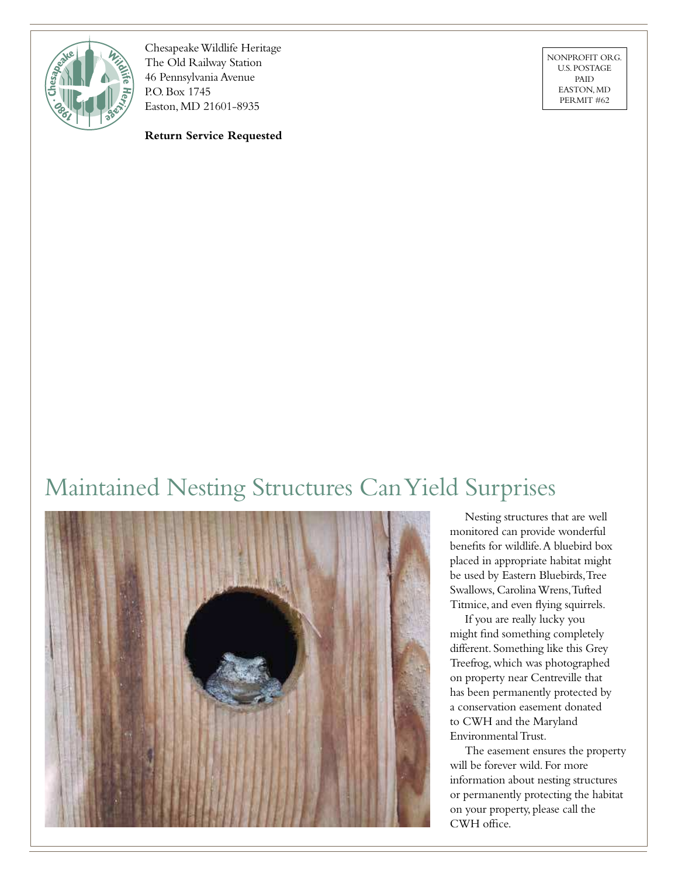Chesapeake Wildlife Heritage
The Old Railway Station
46 Pennsylvania Avenue
P.O. Box 1745
Easton, MD 21601-8935

**Return Service Requested**

NONPROFIT ORG.
U.S. POSTAGE
PAID
EASTON, MD
PERMIT #62

# Maintained Nesting Structures Can Yield Surprises

Nesting structures that are well monitored can provide wonderful benefits for wildlife. A bluebird box placed in appropriate habitat might be used by Eastern Bluebirds, Tree Swallows, Carolina Wrens, Tufted Titmice, and even flying squirrels.

If you are really lucky you might find something completely different. Something like this Grey Treefrog, which was photographed on property near Centreville that has been permanently protected by a conservation easement donated to CWH and the Maryland Environmental Trust.

The easement ensures the property will be forever wild. For more information about nesting structures or permanently protecting the habitat on your property, please call the CWH office.